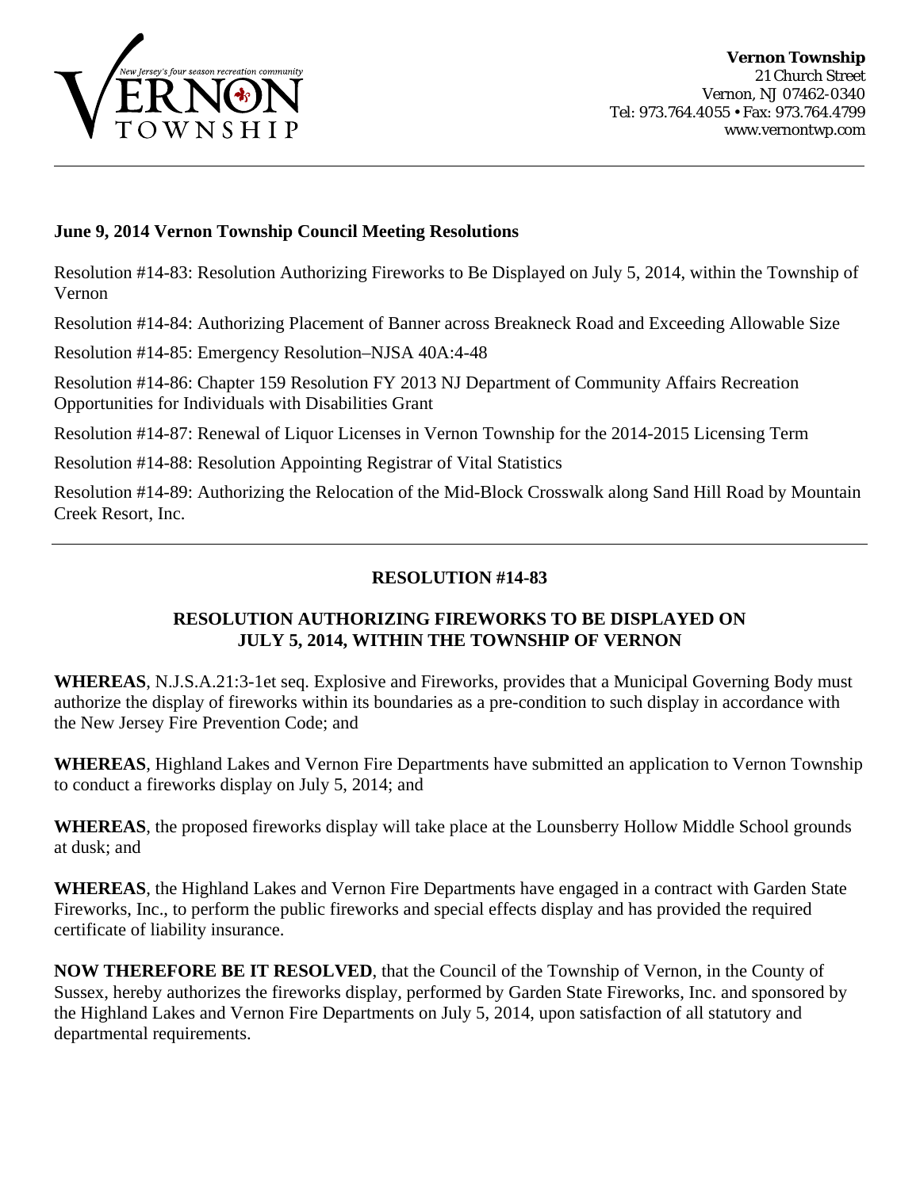**Vernon Township**
21 Church Street
Vernon, NJ 07462-0340
Tel: 973.764.4055 • Fax: 973.764.4799
www.vernontwp.com

---

**June 9, 2014 Vernon Township Council Meeting Resolutions**

Resolution #14-83: Resolution Authorizing Fireworks to Be Displayed on July 5, 2014, within the Township of Vernon

Resolution #14-84: Authorizing Placement of Banner across Breakneck Road and Exceeding Allowable Size

Resolution #14-85: Emergency Resolution–NJSA 40A:4-48

Resolution #14-86: Chapter 159 Resolution FY 2013 NJ Department of Community Affairs Recreation Opportunities for Individuals with Disabilities Grant

Resolution #14-87: Renewal of Liquor Licenses in Vernon Township for the 2014-2015 Licensing Term

Resolution #14-88: Resolution Appointing Registrar of Vital Statistics

Resolution #14-89: Authorizing the Relocation of the Mid-Block Crosswalk along Sand Hill Road by Mountain Creek Resort, Inc.

---

**RESOLUTION #14-83**

**RESOLUTION AUTHORIZING FIREWORKS TO BE DISPLAYED ON JULY 5, 2014, WITHIN THE TOWNSHIP OF VERNON**

**WHEREAS**, N.J.S.A.21:3-1et seq. Explosive and Fireworks, provides that a Municipal Governing Body must authorize the display of fireworks within its boundaries as a pre-condition to such display in accordance with the New Jersey Fire Prevention Code; and

**WHEREAS**, Highland Lakes and Vernon Fire Departments have submitted an application to Vernon Township to conduct a fireworks display on July 5, 2014; and

**WHEREAS**, the proposed fireworks display will take place at the Lounsberry Hollow Middle School grounds at dusk; and

**WHEREAS**, the Highland Lakes and Vernon Fire Departments have engaged in a contract with Garden State Fireworks, Inc., to perform the public fireworks and special effects display and has provided the required certificate of liability insurance.

**NOW THEREFORE BE IT RESOLVED**, that the Council of the Township of Vernon, in the County of Sussex, hereby authorizes the fireworks display, performed by Garden State Fireworks, Inc. and sponsored by the Highland Lakes and Vernon Fire Departments on July 5, 2014, upon satisfaction of all statutory and departmental requirements.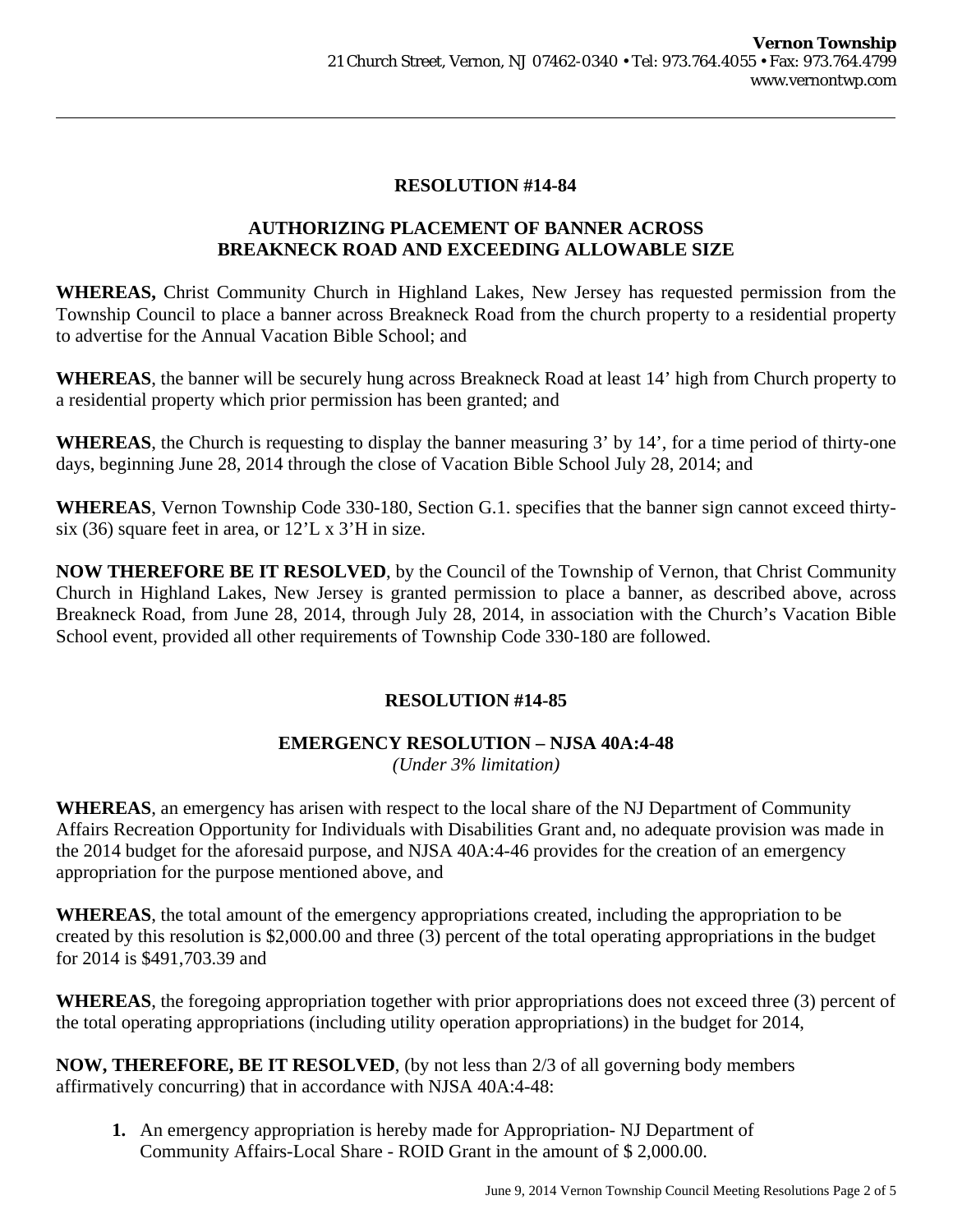## RESOLUTION #14-84

## AUTHORIZING PLACEMENT OF BANNER ACROSS BREAKNECK ROAD AND EXCEEDING ALLOWABLE SIZE

**WHEREAS,** Christ Community Church in Highland Lakes, New Jersey has requested permission from the Township Council to place a banner across Breakneck Road from the church property to a residential property to advertise for the Annual Vacation Bible School; and

**WHEREAS**, the banner will be securely hung across Breakneck Road at least 14' high from Church property to a residential property which prior permission has been granted; and

**WHEREAS**, the Church is requesting to display the banner measuring 3' by 14', for a time period of thirty-one days, beginning June 28, 2014 through the close of Vacation Bible School July 28, 2014; and

**WHEREAS**, Vernon Township Code 330-180, Section G.1. specifies that the banner sign cannot exceed thirty-six (36) square feet in area, or 12'L x 3'H in size.

**NOW THEREFORE BE IT RESOLVED**, by the Council of the Township of Vernon, that Christ Community Church in Highland Lakes, New Jersey is granted permission to place a banner, as described above, across Breakneck Road, from June 28, 2014, through July 28, 2014, in association with the Church's Vacation Bible School event, provided all other requirements of Township Code 330-180 are followed.

## RESOLUTION #14-85

## EMERGENCY RESOLUTION – NJSA 40A:4-48

*(Under 3% limitation)*

**WHEREAS**, an emergency has arisen with respect to the local share of the NJ Department of Community Affairs Recreation Opportunity for Individuals with Disabilities Grant and, no adequate provision was made in the 2014 budget for the aforesaid purpose, and NJSA 40A:4-46 provides for the creation of an emergency appropriation for the purpose mentioned above, and

**WHEREAS**, the total amount of the emergency appropriations created, including the appropriation to be created by this resolution is $2,000.00 and three (3) percent of the total operating appropriations in the budget for 2014 is $491,703.39 and

**WHEREAS**, the foregoing appropriation together with prior appropriations does not exceed three (3) percent of the total operating appropriations (including utility operation appropriations) in the budget for 2014,

**NOW, THEREFORE, BE IT RESOLVED**, (by not less than 2/3 of all governing body members affirmatively concurring) that in accordance with NJSA 40A:4-48:

1. An emergency appropriation is hereby made for Appropriation- NJ Department of Community Affairs-Local Share - ROID Grant in the amount of $ 2,000.00.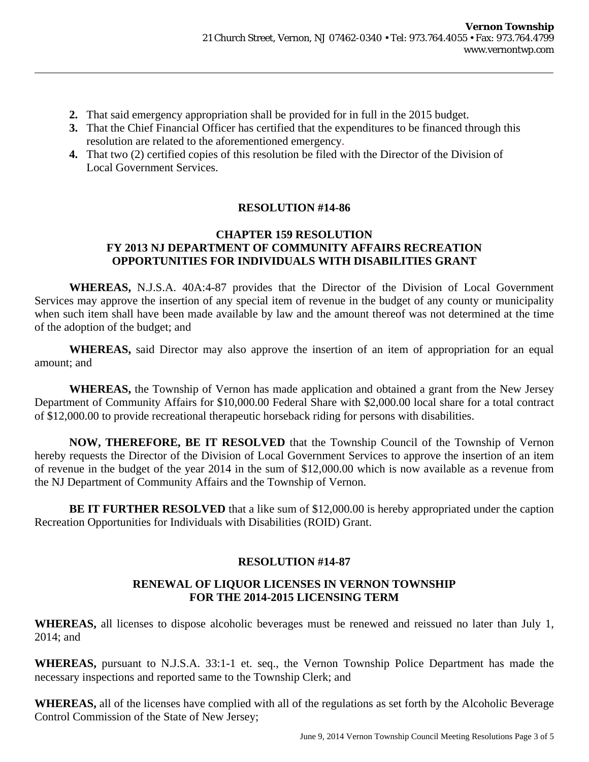2. That said emergency appropriation shall be provided for in full in the 2015 budget.
3. That the Chief Financial Officer has certified that the expenditures to be financed through this resolution are related to the aforementioned emergency.
4. That two (2) certified copies of this resolution be filed with the Director of the Division of Local Government Services.

**RESOLUTION #14-86**

**CHAPTER 159 RESOLUTION**
**FY 2013 NJ DEPARTMENT OF COMMUNITY AFFAIRS RECREATION OPPORTUNITIES FOR INDIVIDUALS WITH DISABILITIES GRANT**

**WHEREAS,** N.J.S.A. 40A:4-87 provides that the Director of the Division of Local Government Services may approve the insertion of any special item of revenue in the budget of any county or municipality when such item shall have been made available by law and the amount thereof was not determined at the time of the adoption of the budget; and

**WHEREAS,** said Director may also approve the insertion of an item of appropriation for an equal amount; and

**WHEREAS,** the Township of Vernon has made application and obtained a grant from the New Jersey Department of Community Affairs for $10,000.00 Federal Share with $2,000.00 local share for a total contract of $12,000.00 to provide recreational therapeutic horseback riding for persons with disabilities.

**NOW, THEREFORE, BE IT RESOLVED** that the Township Council of the Township of Vernon hereby requests the Director of the Division of Local Government Services to approve the insertion of an item of revenue in the budget of the year 2014 in the sum of $12,000.00 which is now available as a revenue from the NJ Department of Community Affairs and the Township of Vernon.

**BE IT FURTHER RESOLVED** that a like sum of $12,000.00 is hereby appropriated under the caption Recreation Opportunities for Individuals with Disabilities (ROID) Grant.

**RESOLUTION #14-87**

**RENEWAL OF LIQUOR LICENSES IN VERNON TOWNSHIP FOR THE 2014-2015 LICENSING TERM**

**WHEREAS,** all licenses to dispose alcoholic beverages must be renewed and reissued no later than July 1, 2014; and

**WHEREAS,** pursuant to N.J.S.A. 33:1-1 et. seq., the Vernon Township Police Department has made the necessary inspections and reported same to the Township Clerk; and

**WHEREAS,** all of the licenses have complied with all of the regulations as set forth by the Alcoholic Beverage Control Commission of the State of New Jersey;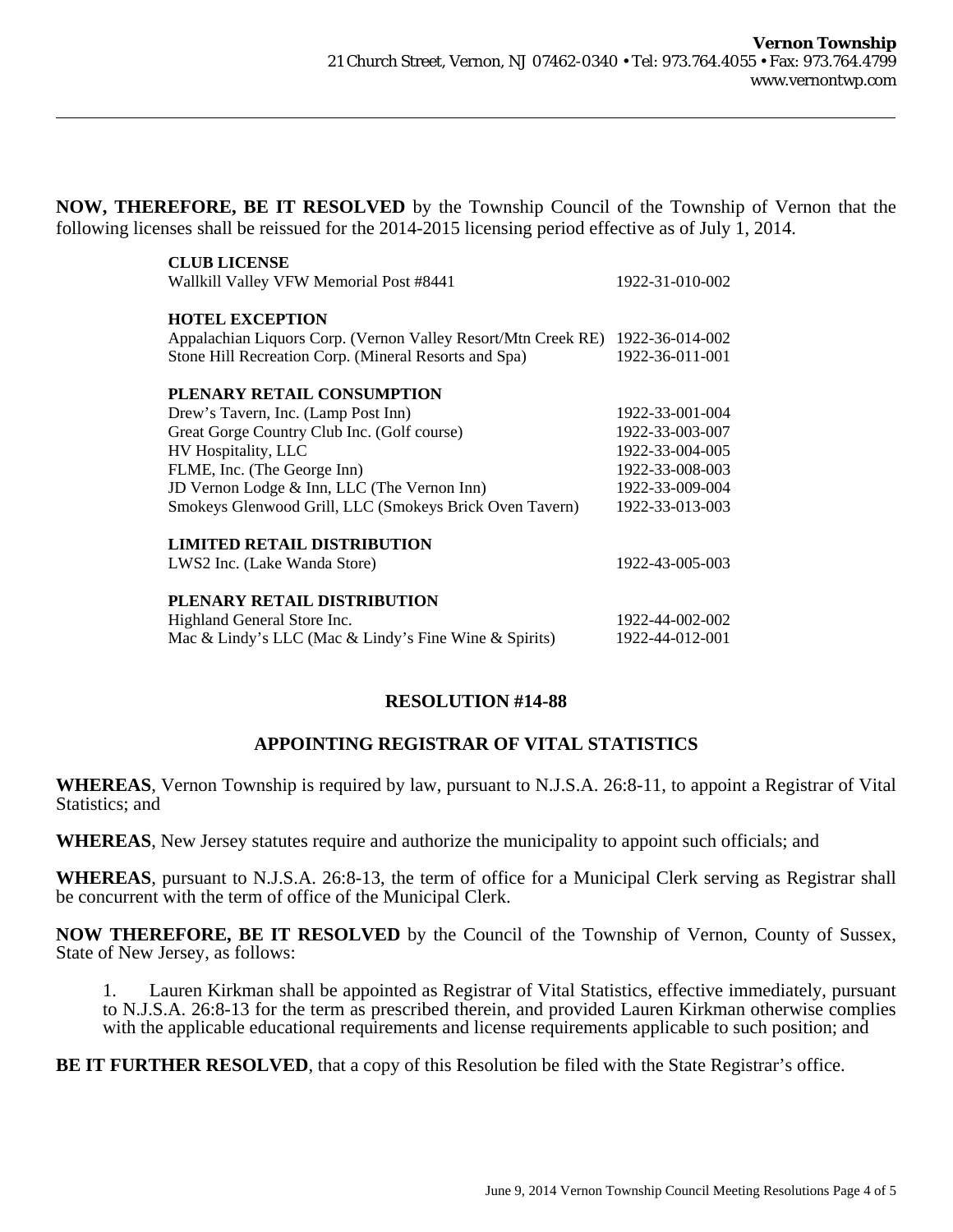**NOW, THEREFORE, BE IT RESOLVED** by the Township Council of the Township of Vernon that the following licenses shall be reissued for the 2014-2015 licensing period effective as of July 1, 2014.

| | |
|---|---|
| **CLUB LICENSE** | |
| Wallkill Valley VFW Memorial Post #8441 | 1922-31-010-002 |
| **HOTEL EXCEPTION** | |
| Appalachian Liquors Corp. (Vernon Valley Resort/Mtn Creek RE) | 1922-36-014-002 |
| Stone Hill Recreation Corp. (Mineral Resorts and Spa) | 1922-36-011-001 |
| **PLENARY RETAIL CONSUMPTION** | |
| Drew's Tavern, Inc. (Lamp Post Inn) | 1922-33-001-004 |
| Great Gorge Country Club Inc. (Golf course) | 1922-33-003-007 |
| HV Hospitality, LLC | 1922-33-004-005 |
| FLME, Inc. (The George Inn) | 1922-33-008-003 |
| JD Vernon Lodge & Inn, LLC (The Vernon Inn) | 1922-33-009-004 |
| Smokeys Glenwood Grill, LLC (Smokeys Brick Oven Tavern) | 1922-33-013-003 |
| **LIMITED RETAIL DISTRIBUTION** | |
| LWS2 Inc. (Lake Wanda Store) | 1922-43-005-003 |
| **PLENARY RETAIL DISTRIBUTION** | |
| Highland General Store Inc. | 1922-44-002-002 |
| Mac & Lindy's LLC (Mac & Lindy's Fine Wine & Spirits) | 1922-44-012-001 |

## RESOLUTION #14-88

## APPOINTING REGISTRAR OF VITAL STATISTICS

**WHEREAS**, Vernon Township is required by law, pursuant to N.J.S.A. 26:8-11, to appoint a Registrar of Vital Statistics; and

**WHEREAS**, New Jersey statutes require and authorize the municipality to appoint such officials; and

**WHEREAS**, pursuant to N.J.S.A. 26:8-13, the term of office for a Municipal Clerk serving as Registrar shall be concurrent with the term of office of the Municipal Clerk.

**NOW THEREFORE, BE IT RESOLVED** by the Council of the Township of Vernon, County of Sussex, State of New Jersey, as follows:

1. Lauren Kirkman shall be appointed as Registrar of Vital Statistics, effective immediately, pursuant to N.J.S.A. 26:8-13 for the term as prescribed therein, and provided Lauren Kirkman otherwise complies with the applicable educational requirements and license requirements applicable to such position; and

**BE IT FURTHER RESOLVED**, that a copy of this Resolution be filed with the State Registrar's office.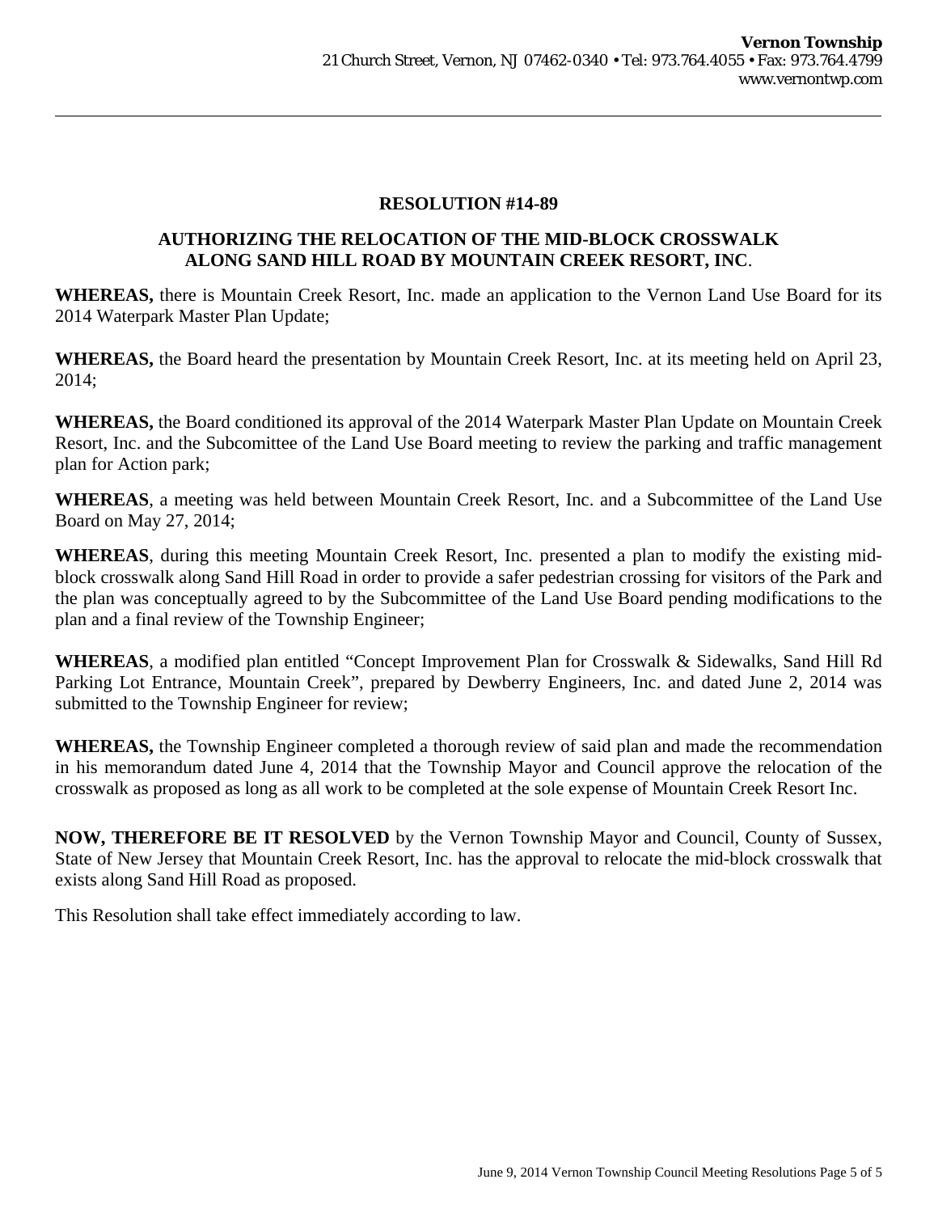**Vernon Township**
21 Church Street, Vernon, NJ 07462-0340 • Tel: 973.764.4055 • Fax: 973.764.4799
www.vernontwp.com

---

## RESOLUTION #14-89

### AUTHORIZING THE RELOCATION OF THE MID-BLOCK CROSSWALK ALONG SAND HILL ROAD BY MOUNTAIN CREEK RESORT, INC.

**WHEREAS,** there is Mountain Creek Resort, Inc. made an application to the Vernon Land Use Board for its 2014 Waterpark Master Plan Update;

**WHEREAS,** the Board heard the presentation by Mountain Creek Resort, Inc. at its meeting held on April 23, 2014;

**WHEREAS,** the Board conditioned its approval of the 2014 Waterpark Master Plan Update on Mountain Creek Resort, Inc. and the Subcomittee of the Land Use Board meeting to review the parking and traffic management plan for Action park;

**WHEREAS**, a meeting was held between Mountain Creek Resort, Inc. and a Subcommittee of the Land Use Board on May 27, 2014;

**WHEREAS**, during this meeting Mountain Creek Resort, Inc. presented a plan to modify the existing mid-block crosswalk along Sand Hill Road in order to provide a safer pedestrian crossing for visitors of the Park and the plan was conceptually agreed to by the Subcommittee of the Land Use Board pending modifications to the plan and a final review of the Township Engineer;

**WHEREAS**, a modified plan entitled "Concept Improvement Plan for Crosswalk & Sidewalks, Sand Hill Rd Parking Lot Entrance, Mountain Creek", prepared by Dewberry Engineers, Inc. and dated June 2, 2014 was submitted to the Township Engineer for review;

**WHEREAS,** the Township Engineer completed a thorough review of said plan and made the recommendation in his memorandum dated June 4, 2014 that the Township Mayor and Council approve the relocation of the crosswalk as proposed as long as all work to be completed at the sole expense of Mountain Creek Resort Inc.

**NOW, THEREFORE BE IT RESOLVED** by the Vernon Township Mayor and Council, County of Sussex, State of New Jersey that Mountain Creek Resort, Inc. has the approval to relocate the mid-block crosswalk that exists along Sand Hill Road as proposed.

This Resolution shall take effect immediately according to law.